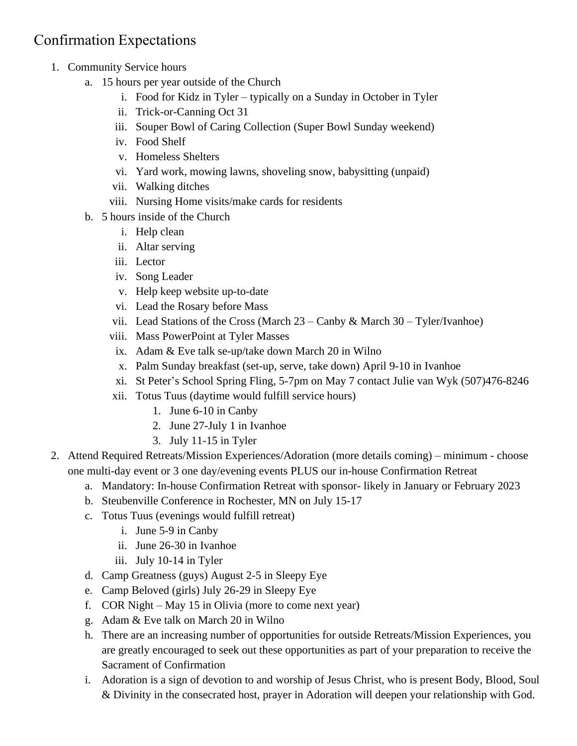# Confirmation Expectations

1. Community Service hours
   a. 15 hours per year outside of the Church
      i. Food for Kidz in Tyler – typically on a Sunday in October in Tyler
      ii. Trick-or-Canning Oct 31
      iii. Souper Bowl of Caring Collection (Super Bowl Sunday weekend)
      iv. Food Shelf
      v. Homeless Shelters
      vi. Yard work, mowing lawns, shoveling snow, babysitting (unpaid)
      vii. Walking ditches
      viii. Nursing Home visits/make cards for residents
   b. 5 hours inside of the Church
      i. Help clean
      ii. Altar serving
      iii. Lector
      iv. Song Leader
      v. Help keep website up-to-date
      vi. Lead the Rosary before Mass
      vii. Lead Stations of the Cross (March 23 – Canby & March 30 – Tyler/Ivanhoe)
      viii. Mass PowerPoint at Tyler Masses
      ix. Adam & Eve talk se-up/take down March 20 in Wilno
      x. Palm Sunday breakfast (set-up, serve, take down) April 9-10 in Ivanhoe
      xi. St Peter's School Spring Fling, 5-7pm on May 7 contact Julie van Wyk (507)476-8246
      xii. Totus Tuus (daytime would fulfill service hours)
         1. June 6-10 in Canby
         2. June 27-July 1 in Ivanhoe
         3. July 11-15 in Tyler
2. Attend Required Retreats/Mission Experiences/Adoration (more details coming) – minimum - choose one multi-day event or 3 one day/evening events PLUS our in-house Confirmation Retreat
   a. Mandatory: In-house Confirmation Retreat with sponsor- likely in January or February 2023
   b. Steubenville Conference in Rochester, MN on July 15-17
   c. Totus Tuus (evenings would fulfill retreat)
      i. June 5-9 in Canby
      ii. June 26-30 in Ivanhoe
      iii. July 10-14 in Tyler
   d. Camp Greatness (guys) August 2-5 in Sleepy Eye
   e. Camp Beloved (girls) July 26-29 in Sleepy Eye
   f. COR Night – May 15 in Olivia (more to come next year)
   g. Adam & Eve talk on March 20 in Wilno
   h. There are an increasing number of opportunities for outside Retreats/Mission Experiences, you are greatly encouraged to seek out these opportunities as part of your preparation to receive the Sacrament of Confirmation
   i. Adoration is a sign of devotion to and worship of Jesus Christ, who is present Body, Blood, Soul & Divinity in the consecrated host, prayer in Adoration will deepen your relationship with God.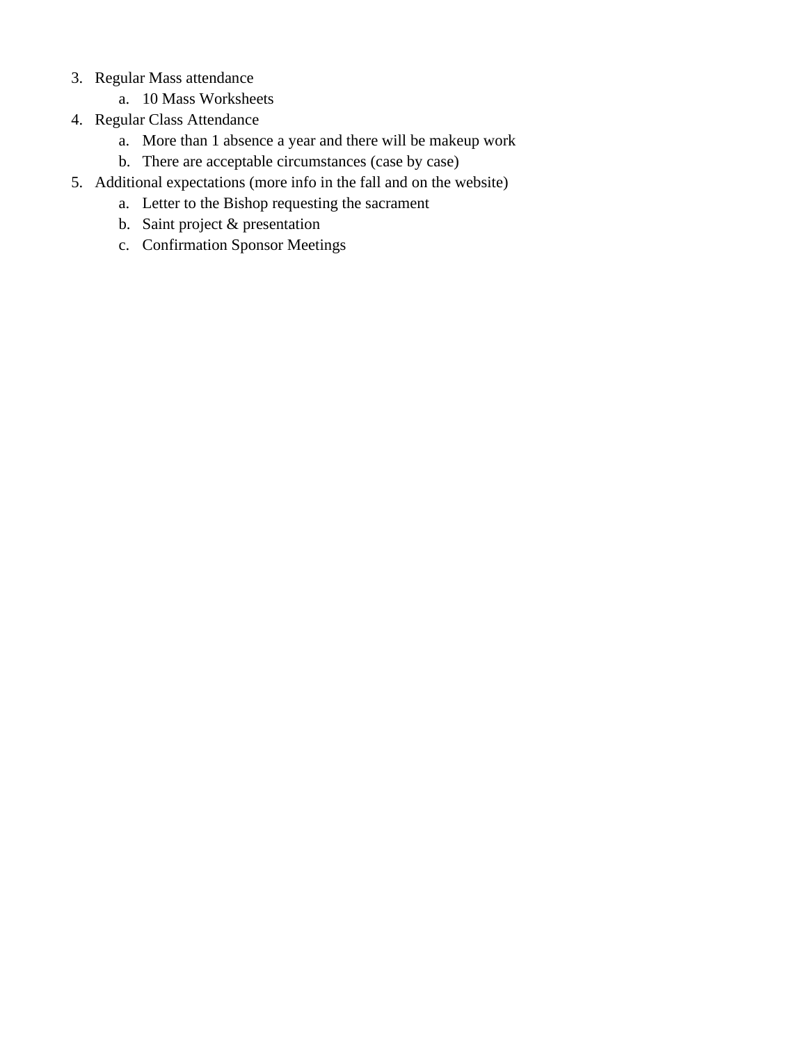3. Regular Mass attendance
    a. 10 Mass Worksheets
4. Regular Class Attendance
    a. More than 1 absence a year and there will be makeup work
    b. There are acceptable circumstances (case by case)
5. Additional expectations (more info in the fall and on the website)
    a. Letter to the Bishop requesting the sacrament
    b. Saint project & presentation
    c. Confirmation Sponsor Meetings